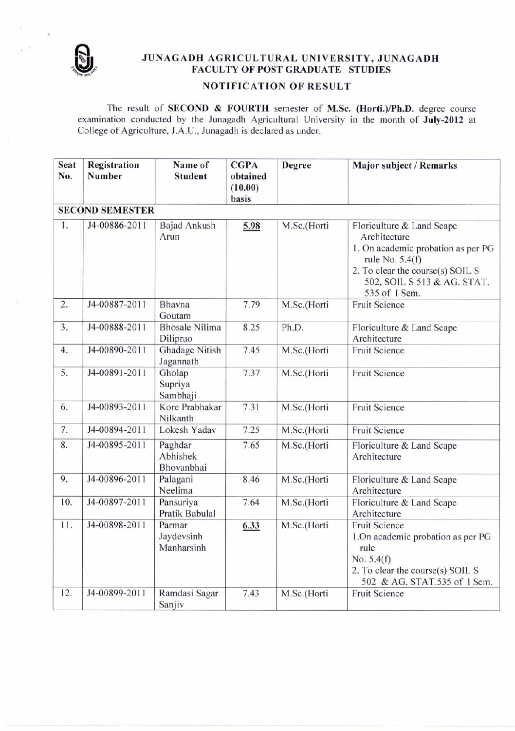# JUNAGADH AGRICULTURAL UNIVERSITY, JUNAGADH

## FACULTY OF POST GRADUATE STUDIES

### NOTIFICATION OF RESULT

The result of **SECOND & FOURTH** semester of **M.Sc. (Horti.)/Ph.D.** degree course examination conducted by the Junagadh Agricultural University in the month of **July-2012** at College of Agriculture, J.A.U., Junagadh is declared as under.

| Seat No. | Registration Number | Name of Student | CGPA obtained (10.00) basis | Degree | Major subject / Remarks |
|---|---|---|---|---|---|
| **SECOND SEMESTER** | | | | | |
| 1. | J4-00886-2011 | Bajad Ankush Arun | **5.98** | M.Sc.(Horti | Floriculture & Land Scape Architecture<br>1. On academic probation as per PG rule No. 5.4(f)<br>2. To clear the course(s) SOIL S 502, SOIL S 513 & AG. STAT. 535 of I Sem. |
| 2. | J4-00887-2011 | Bhavna Goutam | 7.79 | M.Sc.(Horti | Fruit Science |
| 3. | J4-00888-2011 | Bhosale Nilima Dilipirao | 8.25 | Ph.D. | Floriculture & Land Scape Architecture |
| 4. | J4-00890-2011 | Ghadage Nitish Jagannath | 7.45 | M.Sc.(Horti | Fruit Science |
| 5. | J4-00891-2011 | Gholap Supriya Sambhaji | 7.37 | M.Sc.(Horti | Fruit Science |
| 6. | J4-00893-2011 | Kore Prabhakar Nilkanth | 7.31 | M.Sc.(Horti | Fruit Science |
| 7. | J4-00894-2011 | Lokesh Yadav | 7.25 | M.Sc.(Horti | Fruit Science |
| 8. | J4-00895-2011 | Paghdar Abhishek Bhovanbhai | 7.65 | M.Sc.(Horti | Floriculture & Land Scape Architecture |
| 9. | J4-00896-2011 | Palagani Neelima | 8.46 | M.Sc.(Horti | Floriculture & Land Scape Architecture |
| 10. | J4-00897-2011 | Pansuriya Pratik Babulal | 7.64 | M.Sc.(Horti | Floriculture & Land Scape Architecture |
| 11. | J4-00898-2011 | Parmar Jaydevsinh Manharsinh | **6.33** | M.Sc.(Horti | Fruit Science<br>1.On academic probation as per PG rule No. 5.4(f)<br>2. To clear the course(s) SOIL S 502 & AG. STAT.535 of I Sem. |
| 12. | J4-00899-2011 | Ramdasi Sagar Sanjiv | 7.43 | M.Sc.(Horti | Fruit Science |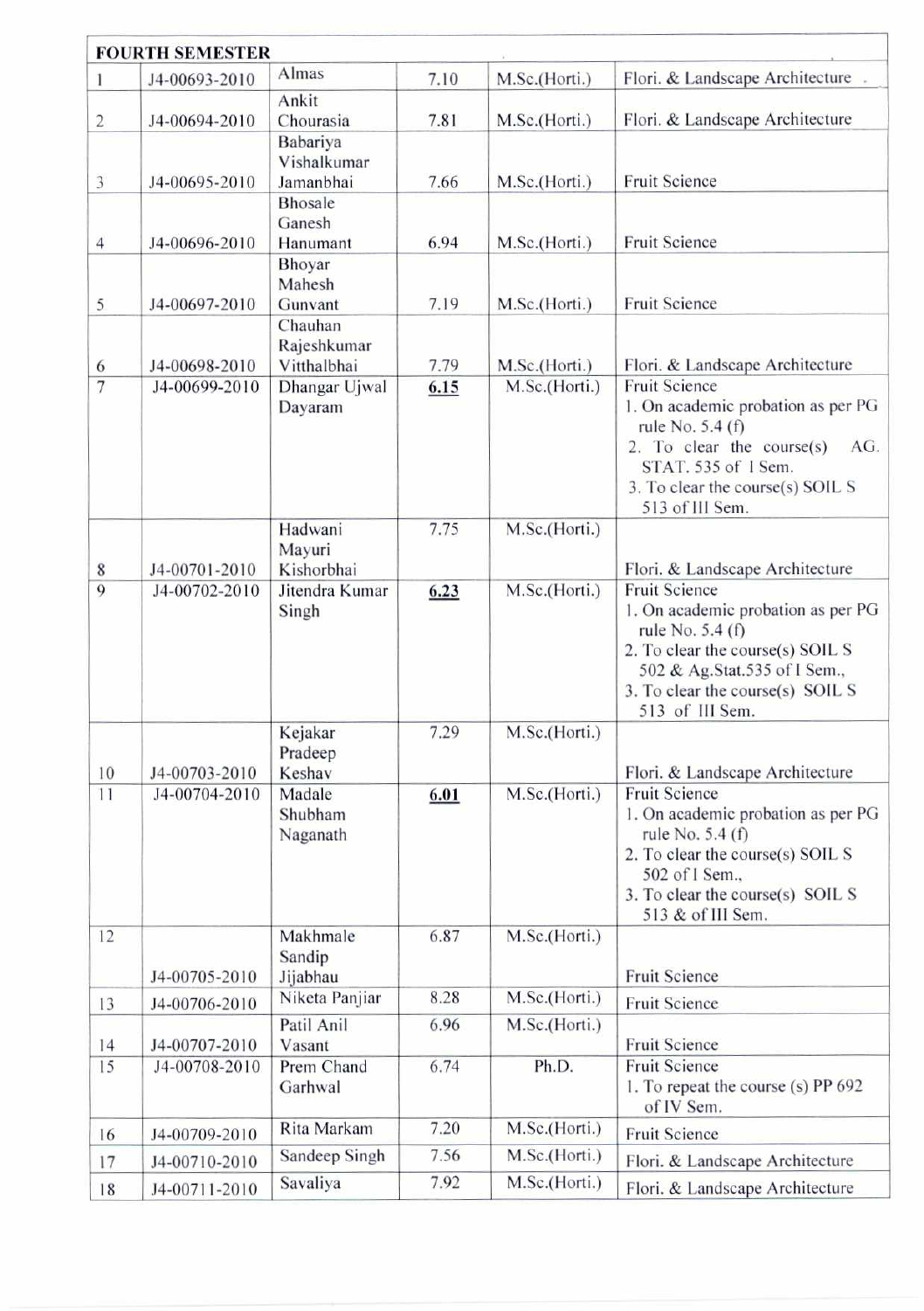| FOURTH SEMESTER | | | | | |
|---|---|---|---|---|---|
| 1 | J4-00693-2010 | Almas | 7.10 | M.Sc.(Horti.) | Flori. & Landscape Architecture |
| 2 | J4-00694-2010 | Ankit Chourasia | 7.81 | M.Sc.(Horti.) | Flori. & Landscape Architecture |
| 3 | J4-00695-2010 | Babariya Vishalkumar Jamanbhai | 7.66 | M.Sc.(Horti.) | Fruit Science |
| 4 | J4-00696-2010 | Bhosale Ganesh Hanumant | 6.94 | M.Sc.(Horti.) | Fruit Science |
| 5 | J4-00697-2010 | Bhoyar Mahesh Gunvant | 7.19 | M.Sc.(Horti.) | Fruit Science |
| 6 | J4-00698-2010 | Chauhan Rajeshkumar Vitthalbhai | 7.79 | M.Sc.(Horti.) | Flori. & Landscape Architecture |
| 7 | J4-00699-2010 | Dhangar Ujwal Dayaram | **6.15** | M.Sc.(Horti.) | Fruit Science<br>1. On academic probation as per PG rule No. 5.4 (f)<br>2. To clear the course(s) AG. STAT. 535 of I Sem.<br>3. To clear the course(s) SOIL S 513 of III Sem. |
| 8 | J4-00701-2010 | Hadwani Mayuri Kishorbhai | 7.75 | M.Sc.(Horti.) | Flori. & Landscape Architecture |
| 9 | J4-00702-2010 | Jitendra Kumar Singh | **6.23** | M.Sc.(Horti.) | Fruit Science<br>1. On academic probation as per PG rule No. 5.4 (f)<br>2. To clear the course(s) SOIL S 502 & Ag.Stat.535 of I Sem.,<br>3. To clear the course(s) SOIL S 513 of III Sem. |
| 10 | J4-00703-2010 | Kejakar Pradeep Keshav | 7.29 | M.Sc.(Horti.) | Flori. & Landscape Architecture |
| 11 | J4-00704-2010 | Madale Shubham Naganath | **6.01** | M.Sc.(Horti.) | Fruit Science<br>1. On academic probation as per PG rule No. 5.4 (f)<br>2. To clear the course(s) SOIL S 502 of I Sem.,<br>3. To clear the course(s) SOIL S 513 & of III Sem. |
| 12 | J4-00705-2010 | Makhmale Sandip Jijabhau | 6.87 | M.Sc.(Horti.) | Fruit Science |
| 13 | J4-00706-2010 | Niketa Panjiar | 8.28 | M.Sc.(Horti.) | Fruit Science |
| 14 | J4-00707-2010 | Patil Anil Vasant | 6.96 | M.Sc.(Horti.) | Fruit Science |
| 15 | J4-00708-2010 | Prem Chand Garhwal | 6.74 | Ph.D. | Fruit Science<br>1. To repeat the course (s) PP 692 of IV Sem. |
| 16 | J4-00709-2010 | Rita Markam | 7.20 | M.Sc.(Horti.) | Fruit Science |
| 17 | J4-00710-2010 | Sandeep Singh | 7.56 | M.Sc.(Horti.) | Flori. & Landscape Architecture |
| 18 | J4-00711-2010 | Savaliya | 7.92 | M.Sc.(Horti.) | Flori. & Landscape Architecture |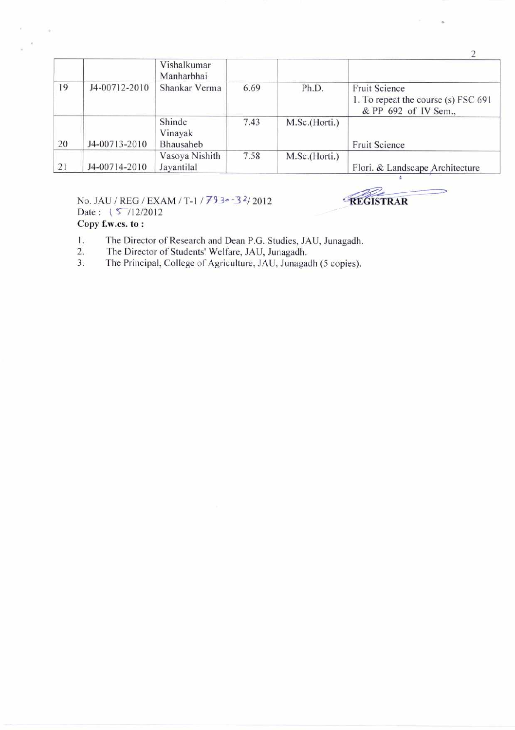| | | | | | |
|---|---|---|---|---|---|
| | | Vishalkumar Manharbhai | | | |
| 19 | J4-00712-2010 | Shankar Verma | 6.69 | Ph.D. | Fruit Science<br>1. To repeat the course (s) FSC 691 & PP 692 of IV Sem., |
| 20 | J4-00713-2010 | Shinde Vinayak Bhausaheb | 7.43 | M.Sc.(Horti.) | Fruit Science |
| 21 | J4-00714-2010 | Vasoya Nishith Jayantilal | 7.58 | M.Sc.(Horti.) | Flori. & Landscape Architecture |

No. JAU / REG / EXAM / T-1 / 7930-32/ 2012
Date : 15/12/2012

**REGISTRAR**

**Copy f.w.cs. to :**

1. The Director of Research and Dean P.G. Studies, JAU, Junagadh.
2. The Director of Students' Welfare, JAU, Junagadh.
3. The Principal, College of Agriculture, JAU, Junagadh (5 copies).